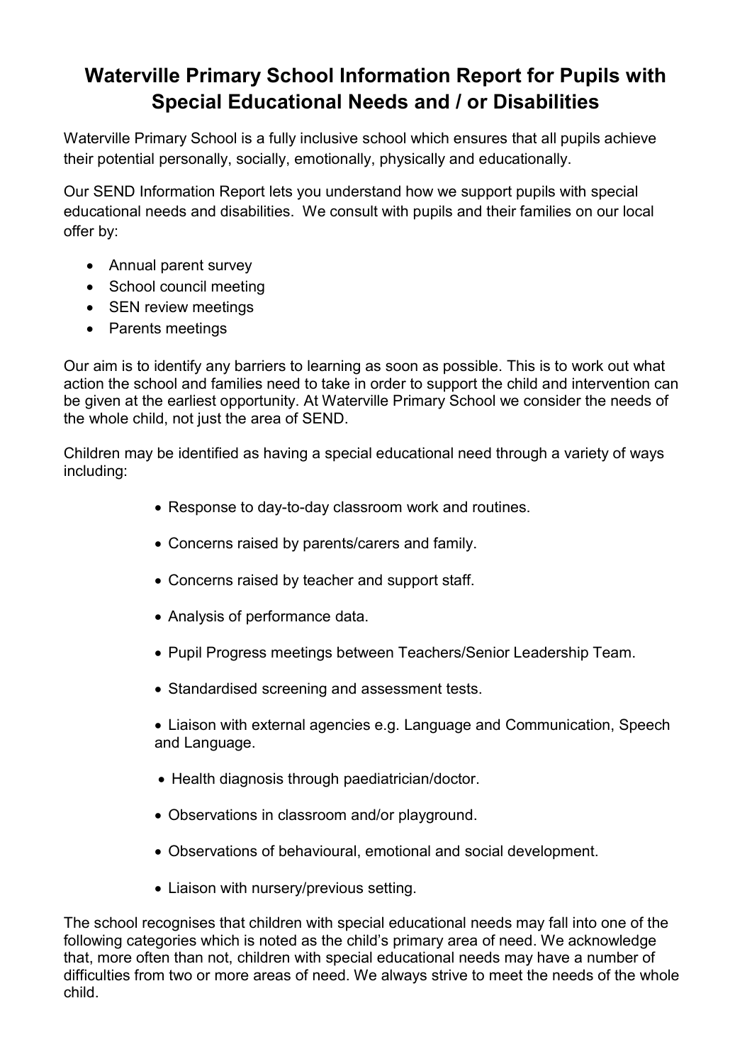# Waterville Primary School Information Report for Pupils with Special Educational Needs and / or Disabilities

Waterville Primary School is a fully inclusive school which ensures that all pupils achieve their potential personally, socially, emotionally, physically and educationally.

Our SEND Information Report lets you understand how we support pupils with special educational needs and disabilities. We consult with pupils and their families on our local offer by:

- Annual parent survey
- School council meeting
- SEN review meetings
- Parents meetings

Our aim is to identify any barriers to learning as soon as possible. This is to work out what action the school and families need to take in order to support the child and intervention can be given at the earliest opportunity. At Waterville Primary School we consider the needs of the whole child, not just the area of SEND.

Children may be identified as having a special educational need through a variety of ways including:

- Response to day-to-day classroom work and routines.
- Concerns raised by parents/carers and family.
- Concerns raised by teacher and support staff.
- Analysis of performance data.
- Pupil Progress meetings between Teachers/Senior Leadership Team.
- Standardised screening and assessment tests.
- Liaison with external agencies e.g. Language and Communication, Speech and Language.
- Health diagnosis through paediatrician/doctor.
- Observations in classroom and/or playground.
- Observations of behavioural, emotional and social development.
- Liaison with nursery/previous setting.

The school recognises that children with special educational needs may fall into one of the following categories which is noted as the child's primary area of need. We acknowledge that, more often than not, children with special educational needs may have a number of difficulties from two or more areas of need. We always strive to meet the needs of the whole child.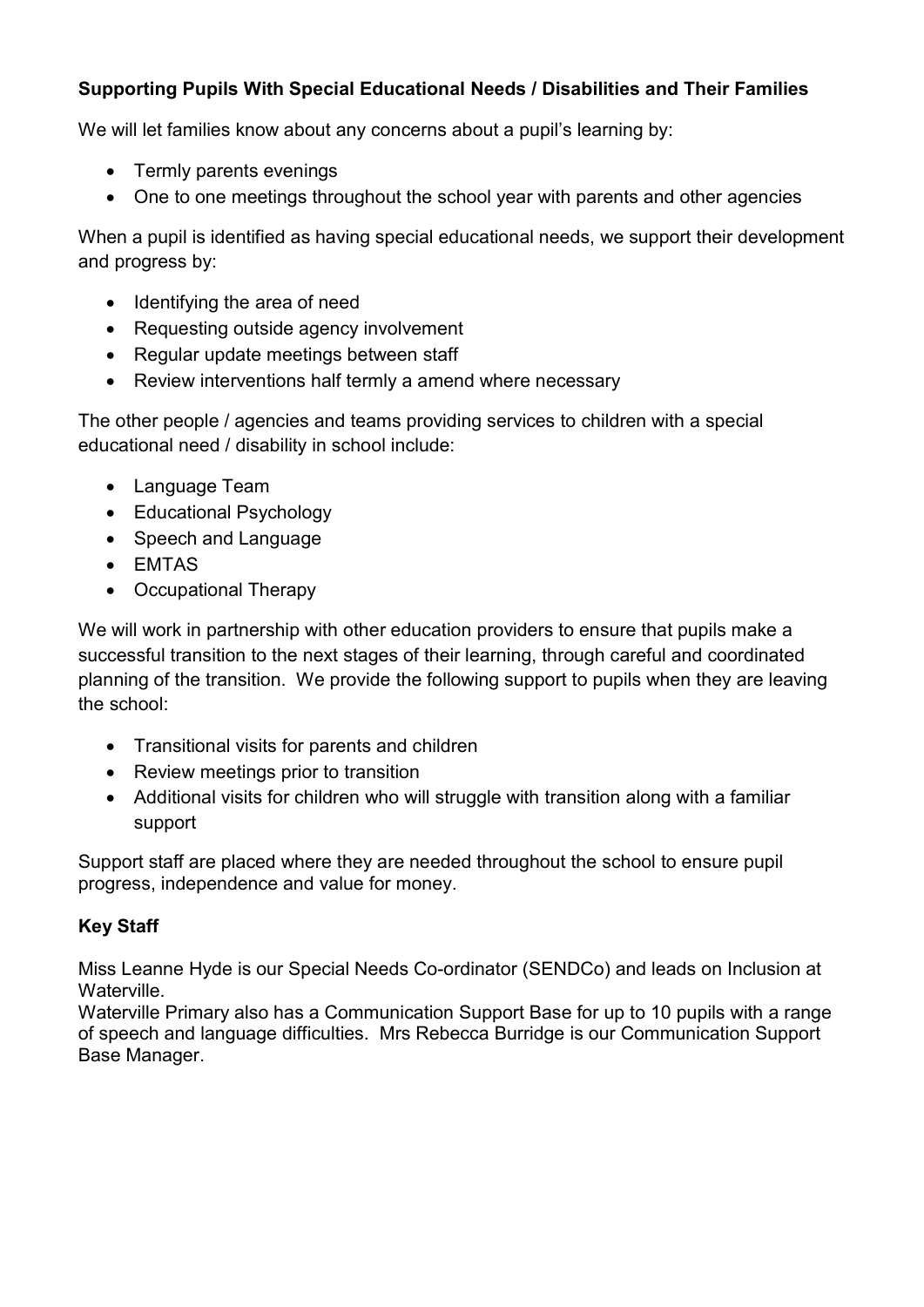**Supporting Pupils With Special Educational Needs / Disabilities and Their Families**

We will let families know about any concerns about a pupil's learning by:

- Termly parents evenings
- One to one meetings throughout the school year with parents and other agencies

When a pupil is identified as having special educational needs, we support their development and progress by:

- Identifying the area of need
- Requesting outside agency involvement
- Regular update meetings between staff
- Review interventions half termly a amend where necessary

The other people / agencies and teams providing services to children with a special educational need / disability in school include:

- Language Team
- Educational Psychology
- Speech and Language
- EMTAS
- Occupational Therapy

We will work in partnership with other education providers to ensure that pupils make a successful transition to the next stages of their learning, through careful and coordinated planning of the transition. We provide the following support to pupils when they are leaving the school:

- Transitional visits for parents and children
- Review meetings prior to transition
- Additional visits for children who will struggle with transition along with a familiar support

Support staff are placed where they are needed throughout the school to ensure pupil progress, independence and value for money.

**Key Staff**

Miss Leanne Hyde is our Special Needs Co-ordinator (SENDCo) and leads on Inclusion at Waterville.
Waterville Primary also has a Communication Support Base for up to 10 pupils with a range of speech and language difficulties. Mrs Rebecca Burridge is our Communication Support Base Manager.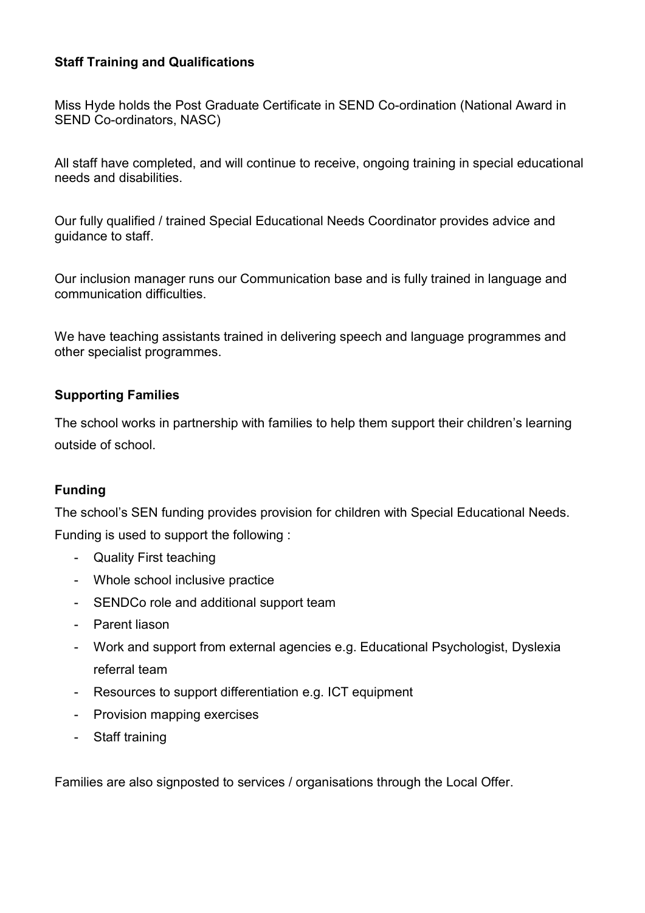**Staff Training and Qualifications**

Miss Hyde holds the Post Graduate Certificate in SEND Co-ordination (National Award in SEND Co-ordinators, NASC)

All staff have completed, and will continue to receive, ongoing training in special educational needs and disabilities.

Our fully qualified / trained Special Educational Needs Coordinator provides advice and guidance to staff.

Our inclusion manager runs our Communication base and is fully trained in language and communication difficulties.

We have teaching assistants trained in delivering speech and language programmes and other specialist programmes.

**Supporting Families**

The school works in partnership with families to help them support their children's learning outside of school.

**Funding**

The school's SEN funding provides provision for children with Special Educational Needs. Funding is used to support the following :

- Quality First teaching
- Whole school inclusive practice
- SENDCo role and additional support team
- Parent liason
- Work and support from external agencies e.g. Educational Psychologist, Dyslexia referral team
- Resources to support differentiation e.g. ICT equipment
- Provision mapping exercises
- Staff training

Families are also signposted to services / organisations through the Local Offer.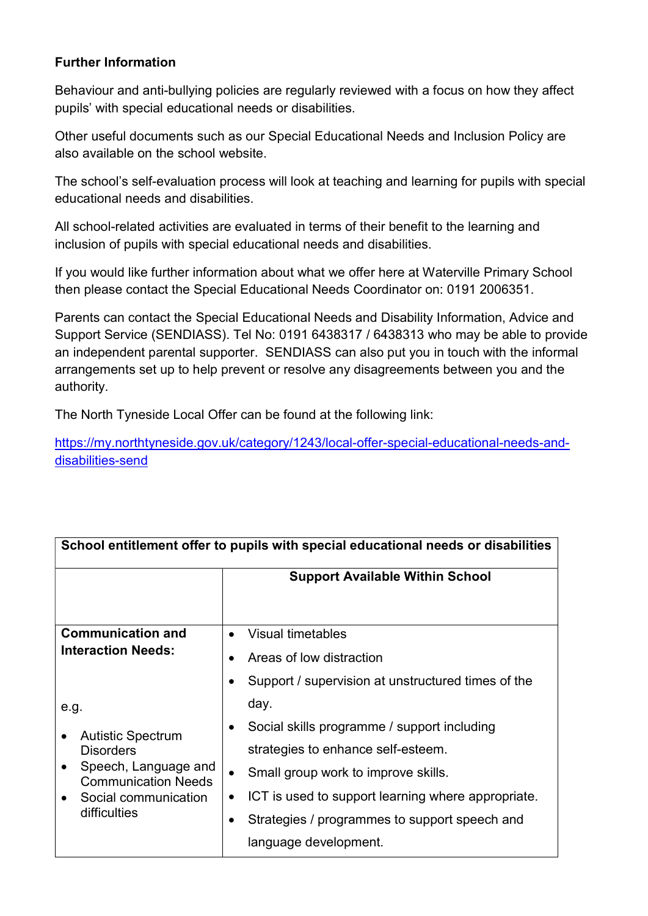**Further Information**

Behaviour and anti-bullying policies are regularly reviewed with a focus on how they affect pupils' with special educational needs or disabilities.

Other useful documents such as our Special Educational Needs and Inclusion Policy are also available on the school website.

The school's self-evaluation process will look at teaching and learning for pupils with special educational needs and disabilities.

All school-related activities are evaluated in terms of their benefit to the learning and inclusion of pupils with special educational needs and disabilities.

If you would like further information about what we offer here at Waterville Primary School then please contact the Special Educational Needs Coordinator on: 0191 2006351.

Parents can contact the Special Educational Needs and Disability Information, Advice and Support Service (SENDIASS). Tel No: 0191 6438317 / 6438313 who may be able to provide an independent parental supporter. SENDIASS can also put you in touch with the informal arrangements set up to help prevent or resolve any disagreements between you and the authority.

The North Tyneside Local Offer can be found at the following link:

https://my.northtyneside.gov.uk/category/1243/local-offer-special-educational-needs-and-disabilities-send

| **School entitlement offer to pupils with special educational needs or disabilities** | |
|---|---|
| | **Support Available Within School** |
| **Communication and Interaction Needs:**<br><br>e.g.<br>• Autistic Spectrum Disorders<br>• Speech, Language and Communication Needs<br>• Social communication difficulties | • Visual timetables<br>• Areas of low distraction<br>• Support / supervision at unstructured times of the day.<br>• Social skills programme / support including strategies to enhance self-esteem.<br>• Small group work to improve skills.<br>• ICT is used to support learning where appropriate.<br>• Strategies / programmes to support speech and language development. |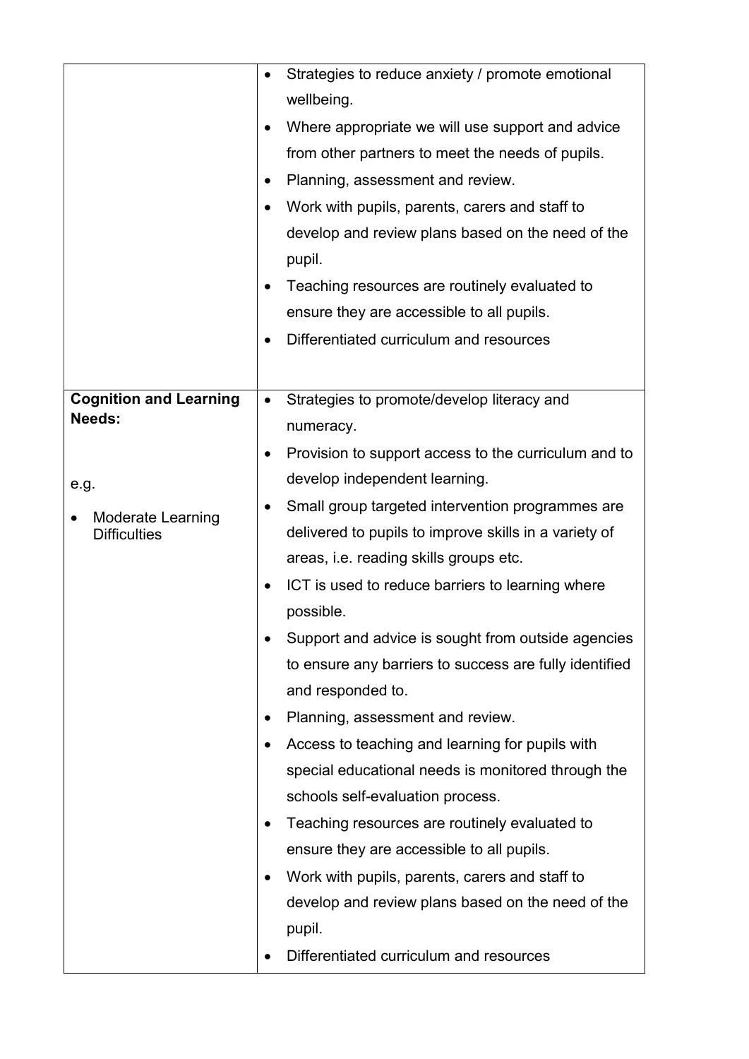| | |
|---|---|
| | • Strategies to reduce anxiety / promote emotional wellbeing.<br>• Where appropriate we will use support and advice from other partners to meet the needs of pupils.<br>• Planning, assessment and review.<br>• Work with pupils, parents, carers and staff to develop and review plans based on the need of the pupil.<br>• Teaching resources are routinely evaluated to ensure they are accessible to all pupils.<br>• Differentiated curriculum and resources |
| **Cognition and Learning Needs:**<br><br>e.g.<br>• Moderate Learning Difficulties | • Strategies to promote/develop literacy and numeracy.<br>• Provision to support access to the curriculum and to develop independent learning.<br>• Small group targeted intervention programmes are delivered to pupils to improve skills in a variety of areas, i.e. reading skills groups etc.<br>• ICT is used to reduce barriers to learning where possible.<br>• Support and advice is sought from outside agencies to ensure any barriers to success are fully identified and responded to.<br>• Planning, assessment and review.<br>• Access to teaching and learning for pupils with special educational needs is monitored through the schools self-evaluation process.<br>• Teaching resources are routinely evaluated to ensure they are accessible to all pupils.<br>• Work with pupils, parents, carers and staff to develop and review plans based on the need of the pupil.<br>• Differentiated curriculum and resources |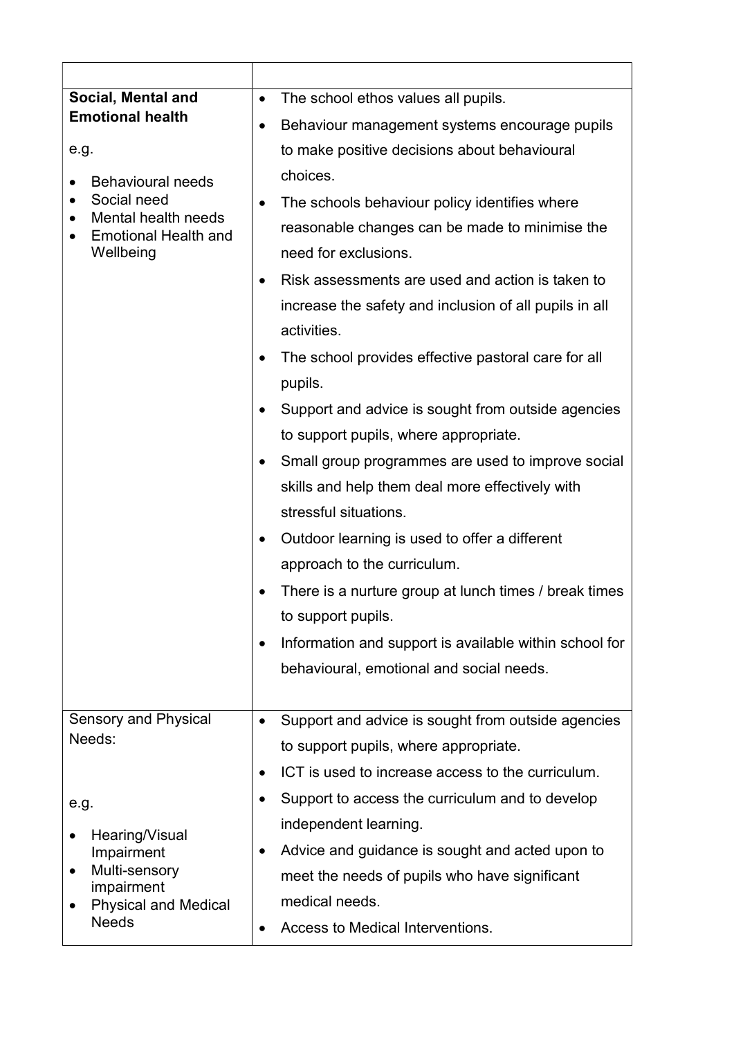| | |
|---|---|
| **Social, Mental and Emotional health**<br><br>e.g.<br><br>• Behavioural needs<br>• Social need<br>• Mental health needs<br>• Emotional Health and Wellbeing | • The school ethos values all pupils.<br>• Behaviour management systems encourage pupils to make positive decisions about behavioural choices.<br>• The schools behaviour policy identifies where reasonable changes can be made to minimise the need for exclusions.<br>• Risk assessments are used and action is taken to increase the safety and inclusion of all pupils in all activities.<br>• The school provides effective pastoral care for all pupils.<br>• Support and advice is sought from outside agencies to support pupils, where appropriate.<br>• Small group programmes are used to improve social skills and help them deal more effectively with stressful situations.<br>• Outdoor learning is used to offer a different approach to the curriculum.<br>• There is a nurture group at lunch times / break times to support pupils.<br>• Information and support is available within school for behavioural, emotional and social needs. |
| Sensory and Physical Needs:<br><br>e.g.<br><br>• Hearing/Visual Impairment<br>• Multi-sensory impairment<br>• Physical and Medical Needs | • Support and advice is sought from outside agencies to support pupils, where appropriate.<br>• ICT is used to increase access to the curriculum.<br>• Support to access the curriculum and to develop independent learning.<br>• Advice and guidance is sought and acted upon to meet the needs of pupils who have significant medical needs.<br>• Access to Medical Interventions. |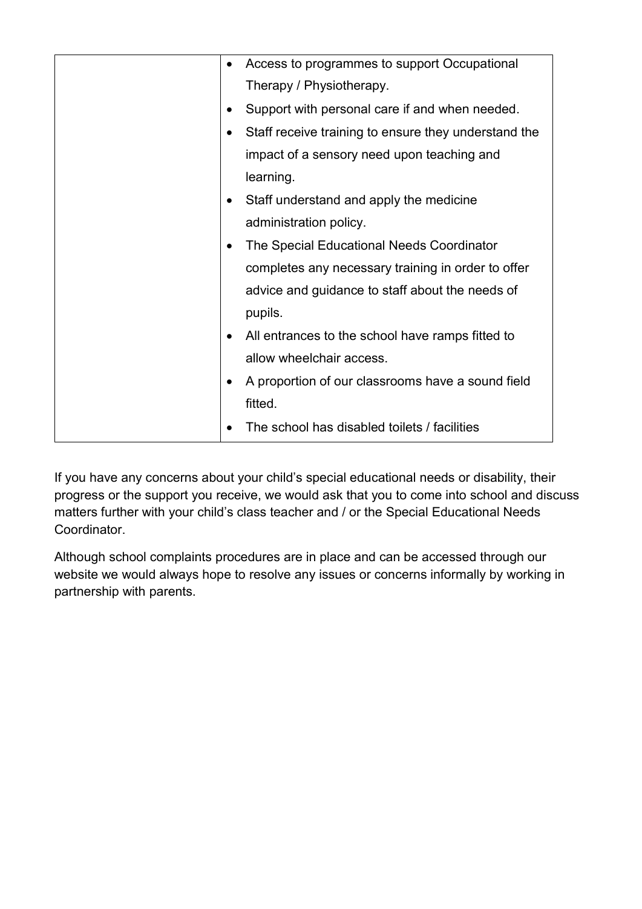| | |
|---|---|
| | • Access to programmes to support Occupational Therapy / Physiotherapy.<br>• Support with personal care if and when needed.<br>• Staff receive training to ensure they understand the impact of a sensory need upon teaching and learning.<br>• Staff understand and apply the medicine administration policy.<br>• The Special Educational Needs Coordinator completes any necessary training in order to offer advice and guidance to staff about the needs of pupils.<br>• All entrances to the school have ramps fitted to allow wheelchair access.<br>• A proportion of our classrooms have a sound field fitted.<br>• The school has disabled toilets / facilities |

If you have any concerns about your child's special educational needs or disability, their progress or the support you receive, we would ask that you to come into school and discuss matters further with your child's class teacher and / or the Special Educational Needs Coordinator.

Although school complaints procedures are in place and can be accessed through our website we would always hope to resolve any issues or concerns informally by working in partnership with parents.